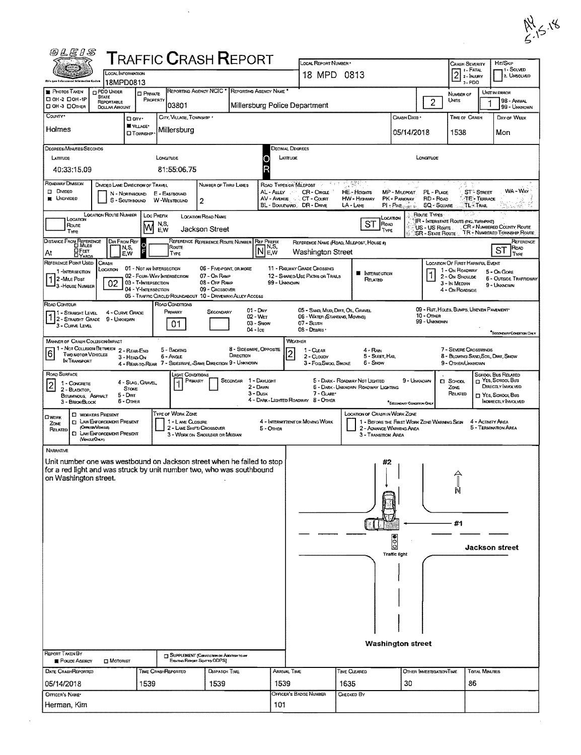AY 5-15-18

# OLEIS TRAFFIC CRASH REPORT

| LOCAL INFORMATION | LOCAL REPORT NUMBER * | CRASH SEVERITY | HIT/SKIP |
|---|---|---|---|
| 18MPD0813 | 18 MPD 0813 | 2 (1 - FATAL, 2 - INJURY, 3 - PDO) | 1 - SOLVED, 2 - UNSOLVED |

| PHOTOS TAKEN | PDO UNDER STATE REPORTABLE DOLLAR AMOUNT | PRIVATE PROPERTY | REPORTING AGENCY NCIC * | REPORTING AGENCY NAME * | NUMBER OF UNITS | UNIT IN ERROR |
|---|---|---|---|---|---|---|
| ■ PHOTOS TAKEN ☐ OH-2 ☐ OH-1P ☐ OH-3 ☐ OTHER | ☐ | ☐ | 03801 | Millersburg Police Department | 2 | 1 (98 - ANIMAL, 99 - UNKNOWN) |

| COUNTY * | CITY / VILLAGE / TOWNSHIP | CITY, VILLAGE, TOWNSHIP * | CRASH DATE * | TIME OF CRASH | DAY OF WEEK |
|---|---|---|---|---|---|
| Holmes | ■ VILLAGE* | Millersburg | 05/14/2018 | 1538 | Mon |

DEGREES/MINUTES/SECONDS — LATITUDE: 40:33:15.09 — LONGITUDE: 81:55:06.75

DECIMAL DEGREES — LATITUDE: — LONGITUDE:

ROADWAY DIVISION: ■ UNDIVIDED
DIVIDED LANE DIRECTION OF TRAVEL: N - NORTHBOUND, E - EASTBOUND, S - SOUTHBOUND, W - WESTBOUND
NUMBER OF THRU LANES: 2

ROAD TYPES OR MILEPOST: AL - ALLEY, AV - AVENUE, BL - BOULEVARD, CR - CIRCLE, CT - COURT, DR - DRIVE, HE - HEIGHTS, HW - HIGHWAY, LA - LANE, MP - MILEPOST, PK - PARKWAY, PI - PIKE, PL - PLACE, RD - ROAD, SQ - SQUARE, ST - STREET, TE - TERRACE, TL - TRAIL, WA - WAY

LOCATION ROUTE NUMBER: — LOC PREFIX: W — LOCATION ROAD NAME: Jackson Street — LOCATION ROAD TYPE: ST

ROUTE TYPES: IR - INTERSTATE ROUTE (INC. TURNPIKE), US - US ROUTE, SR - STATE ROUTE, CR - NUMBERED COUNTY ROUTE, TR - NUMBERED TOWNSHIP ROUTE

DISTANCE FROM REFERENCE: At — DIR FROM REF: — REFERENCE ROUTE TYPE: — REF PREFIX: N — REFERENCE NAME (ROAD, MILEPOST, HOUSE #): Washington Street — REFERENCE ROAD TYPE: ST

REFERENCE POINT USED: 1 (1 - INTERSECTION, 2 - MILE POST, 3 - HOUSE NUMBER)

CRASH LOCATION: 02 (01 - NOT AN INTERSECTION, 02 - FOUR-WAY INTERSECTION, 03 - T-INTERSECTION, 04 - Y-INTERSECTION, 05 - TRAFFIC CIRCLE/ROUNDABOUT, 06 - FIVE-POINT, OR MORE, 07 - ON RAMP, 08 - OFF RAMP, 09 - CROSSOVER, 10 - DRIVEWAY/ALLEY ACCESS, 11 - RAILWAY GRADE CROSSING, 12 - SHARED-USE PATHS OR TRAILS, 99 - UNKNOWN) — ■ INTERSECTION RELATED

LOCATION OF FIRST HARMFUL EVENT: 1 (1 - ON ROADWAY, 2 - ON SHOULDE, 3 - IN MEDIAN, 4 - ON ROADSIDE, 5 - ON GORE, 6 - OUTSIDE TRAFFICWAY, 9 - UNKNOWN)

ROAD CONTOUR: 1 (1 - STRAIGHT LEVEL, 2 - STRAIGHT GRADE, 3 - CURVE LEVEL, 4 - CURVE GRADE, 9 - UNKNOWN)

ROAD CONDITIONS: PRIMARY 01 — SECONDARY: (01 - DRY, 02 - WET, 03 - SNOW, 04 - ICE, 05 - SAND, MUD, DIRT, OIL, GRAVEL, 06 - WATER (STANDING, MOVING), 07 - SLUSH, 08 - DEBRIS*, 09 - RUT, HOLES, BUMPS, UNEVEN PAVEMENT*, 10 - OTHER, 99 - UNKNOWN) *SECONDARY CONDITION ONLY

MANNER OF CRASH COLLISION/IMPACT: 6 (1 - NOT COLLISION BETWEEN TWO MOTOR VEHICLES IN TRANSPORT, 2 - REAR-END, 3 - HEAD-ON, 4 - REAR-TO-REAR, 5 - BACKING, 6 - ANGLE, 7 - SIDESWIPE, SAME DIRECTION, 8 - SIDESWIPE, OPPOSITE DIRECTION, 9 - UNKNOWN)

WEATHER: 2 (1 - CLEAR, 2 - CLOUDY, 3 - FOG, SMOG, SMOKE, 4 - RAIN, 5 - SLEET, HAIL, 6 - SNOW, 7 - SEVERE CROSSWINDS, 8 - BLOWING SAND, SOIL, DIRT, SNOW, 9 - OTHER/UNKNOWN)

ROAD SURFACE: 2 (1 - CONCRETE, 2 - BLACKTOP, BITUMINOUS, ASPHALT, 3 - BRICK/BLOCK, 4 - SLAG, GRAVEL, STONE, 5 - DIRT, 6 - OTHER)

LIGHT CONDITIONS: PRIMARY 1 — SECONDARY: (1 - DAYLIGHT, 2 - DAWN, 3 - DUSK, 4 - DARK - LIGHTED ROADWAY, 5 - DARK - ROADWAY NOT LIGHTED, 6 - DARK - UNKNOWN ROADWAY LIGHTING, 7 - GLARE*, 8 - OTHER, 9 - UNKNOWN) *SECONDARY CONDITION ONLY

☐ SCHOOL ZONE RELATED — SCHOOL BUS RELATED: ☐ YES, SCHOOL BUS DIRECTLY INVOLVED ☐ YES, SCHOOL BUS INDIRECTLY INVOLVED

☐ WORK ZONE RELATED — ☐ WORKERS PRESENT ☐ LAW ENFORCEMENT PRESENT (OFFICER/VEHICLE) ☐ LAW ENFORCEMENT PRESENT (VEHICLE ONLY)

TYPE OF WORK ZONE: 1 - LANE CLOSURE, 2 - LANE SHIFT/CROSSOVER, 3 - WORK ON SHOULDER OR MEDIAN, 4 - INTERMITTENT OR MOVING WORK, 5 - OTHER

LOCATION OF CRASH IN WORK ZONE: 1 - BEFORE THE FIRST WORK ZONE WARNING SIGN, 2 - ADVANCE WARNING AREA, 3 - TRANSITION AREA, 4 - ACTIVITY AREA, 5 - TERMINATION AREA

## NARRATIVE

Unit number one was westbound on Jackson street when he failed to stop for a red light and was struck by unit number two, who was southbound on Washington street.

Diagram labels: #2, N, #1, Traffic light, Jackson street, Washington street

REPORT TAKEN BY: ■ POLICE AGENCY ☐ MOTORIST — ☐ SUPPLEMENT (CORRECTION OR ADDITION TO AN EXISTING REPORT SENT TO ODPS)

| DATE CRASH REPORTED | TIME CRASH REPORTED | DISPATCH TIME | ARRIVAL TIME | TIME CLEARED | OTHER INVESTIGATION TIME | TOTAL MINUTES |
|---|---|---|---|---|---|---|
| 05/14/2018 | 1539 | 1539 | 1539 | 1635 | 30 | 86 |

| OFFICER'S NAME * | OFFICER'S BADGE NUMBER | CHECKED BY |
|---|---|---|
| Herman, Kim | 101 | |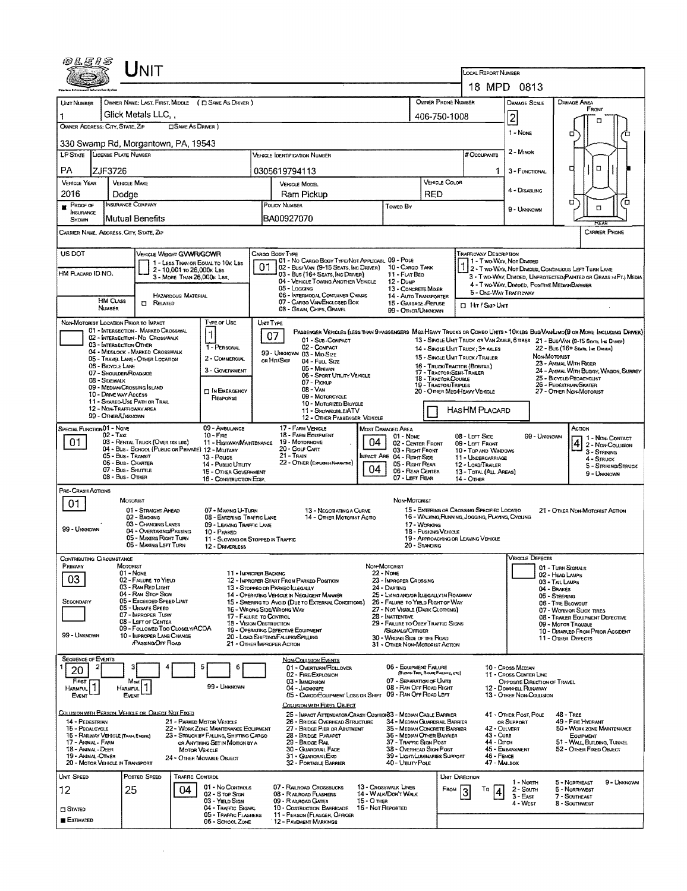# UNIT

**LOCAL REPORT NUMBER:** 18 MPD 0813

| UNIT NUMBER | OWNER NAME: LAST, FIRST, MIDDLE (☐ SAME AS DRIVER) | OWNER PHONE NUMBER | DAMAGE SCALE | DAMAGE AREA |
|---|---|---|---|---|
| 1 | Glick Metals LLC, , | 406-750-1008 | 2 | FRONT |

**OWNER ADDRESS: CITY, STATE, ZIP** (☐ SAME AS DRIVER)
330 Swamp Rd, Morgantown, PA, 19543

| LP STATE | LICENSE PLATE NUMBER | VEHICLE IDENTIFICATION NUMBER | # OCCUPANTS |
|---|---|---|---|
| PA | ZJF3726 | 0305619794113 | 1 |

| VEHICLE YEAR | VEHICLE MAKE | VEHICLE MODEL | VEHICLE COLOR |
|---|---|---|---|
| 2016 | Dodge | Ram Pickup | RED |

| PROOF OF INSURANCE SHOWN | INSURANCE COMPANY | POLICY NUMBER | TOWED BY |
|---|---|---|---|
| ■ | Mutual Benefits | BA00927070 | |

Damage Scale: 1 - NONE; 2 - MINOR; 3 - FUNCTIONAL; 4 - DISABLING; 9 - UNKNOWN

CARRIER NAME, ADDRESS, CITY, STATE, ZIP / CARRIER PHONE

US DOT / HM PLACARD ID NO. / HM CLASS NUMBER / ☐ HAZARDOUS MATERIAL RELATED

**VEHICLE WEIGHT GVWR/GCWR:** 1 - LESS THAN OR EQUAL TO 10K LBS; 2 - 10,001 TO 26,000K LBS; 3 - MORE THAN 26,000K LBS.

**CARGO BODY TYPE:** 01
01 - NO CARGO BODY TYPE/NOT APPLICABLE; 02 - BUS/VAN (9-15 SEATS, INC DRIVER); 03 - BUS (16+ SEATS, INC DRIVER); 04 - VEHICLE TOWING ANOTHER VEHICLE; 05 - LOGGING; 06 - INTERMODAL CONTAINER CHASIS; 07 - CARGO VAN/ENCLOSED BOX; 08 - GRAIN, CHIPS, GRAVEL; 09 - POLE; 10 - CARGO TANK; 11 - FLAT BED; 12 - DUMP; 13 - CONCRETE MIXER; 14 - AUTO TRANSPORTER; 15 - GARBAGE/REFUSE; 99 - OTHER/UNKNOWN

**TRAFFICWAY DESCRIPTION:** 1
1 - TWO-WAY, NOT DIVIDED; 2 - TWO-WAY, NOT DIVIDED, CONTINUOUS LEFT TURN LANE; 3 - TWO-WAY, DIVIDED, UNPROTECTED (PAINTED OR GRASS >4FT.) MEDIA; 4 - TWO-WAY, DIVIDED, POSITIVE MEDIAN BARRIER; 5 - ONE-WAY TRAFFICWAY
☐ HIT / SKIP UNIT

**NON-MOTORIST LOCATION PRIOR TO IMPACT:**
01 - INTERSECTION - MARKED CROSSWALK; 02 - INTERSECTION - NO CROSSWALK; 03 - INTERSECTION OTHER; 04 - MIDBLOCK - MARKED CROSSWALK; 05 - TRAVEL LANE - OTHER LOCATION; 06 - BICYCLE LANE; 07 - SHOULDER/ROADSIDE; 08 - SIDEWALK; 09 - MEDIAN/CROSSING ISLAND; 10 - DRIVE WAY ACCESS; 11 - SHARED-USE PATH OR TRAIL; 12 - NON-TRAFFICWAY AREA; 99 - OTHER/UNKNOWN

**TYPE OF USE:** 1
1 - PERSONAL; 2 - COMMERCIAL; 3 - GOVERNMENT; ☐ IN EMERGENCY RESPONSE

**UNIT TYPE:** 07
PASSENGER VEHICLES (LESS THAN 9 PASSENGERS MED/HEAVY TRUCKS OR COMBO UNITS > 10K LBS BUS/VAN/LIMO(9 OR MORE INCLUDING DRIVER)
01 - SUB-COMPACT; 02 - COMPACT; 99 - UNKNOWN 03 - MID SIZE OR HIT/SKIP; 04 - FULL SIZE; 05 - MINIVAN; 06 - SPORT UTILITY VEHICLE; 07 - PICKUP; 08 - VAN; 09 - MOTORCYCLE; 10 - MOTORIZED BICYCLE; 11 - SNOWMOBILE/ATV; 12 - OTHER PASSENGER VEHICLE
13 - SINGLE UNIT TRUCK OR VAN 2AXLE, 6 TIRES; 14 - SINGLE UNIT TRUCK; 3+ AXLES; 15 - SINGLE UNIT TRUCK/TRAILER; 16 - TRUCK/TRACTOR (BOBTAIL); 17 - TRACTOR/SEMI-TRAILER; 18 - TRACTOR/DOUBLE; 19 - TRACTOR/TRIPLES; 20 - OTHER MED/HEAVY VEHICLE
21 - BUS/VAN (9-15 SEATS, INC DRIVER); 22 - BUS (16+ SEATS, INC DRIVER)
NON-MOTORIST: 23 - ANIMAL WITH RIDER; 24 - ANIMAL WITH BUGGY, WAGON, SURREY; 25 - BICYCLE/PEDACYCLIST; 26 - PEDESTRIAN/SKATER; 27 - OTHER NON-MOTORIST
☐ HAS HM PLACARD

**SPECIAL FUNCTION:** 01
01 - NONE; 02 - TAXI; 03 - RENTAL TRUCK (OVER 10K LBS); 04 - BUS - SCHOOL (PUBLIC OR PRIVATE); 05 - BUS - TRANSIT; 06 - BUS - CHARTER; 07 - BUS - SHUTTLE; 08 - BUS - OTHER; 09 - AMBULANCE; 10 - FIRE; 11 - HIGHWAY/MAINTENANCE; 12 - MILITARY; 13 - POLICE; 14 - PUBLIC UTILITY; 15 - OTHER GOVERNMENT; 16 - CONSTRUCTION EQIP.; 17 - FARM VEHICLE; 18 - FARM EQUIPMENT; 19 - MOTORHOME; 20 - GOLF CART; 21 - TRAIN; 22 - OTHER (EXPLAIN IN NARRATIVE)

**MOST DAMAGED AREA:** 04
**IMPACT AREA:** 04
01 - NONE; 02 - CENTER FRONT; 03 - RIGHT FRONT; 04 - RIGHT SIDE; 05 - RIGHT REAR; 06 - REAR CENTER; 07 - LEFT REAR; 08 - LEFT SIDE; 09 - LEFT FRONT; 10 - TOP AND WINDOWS; 11 - UNDERCARRIAGE; 12 - LOAD/TRAILER; 13 - TOTAL (ALL AREAS); 14 - OTHER; 99 - UNKNOWN

**ACTION:** 4
1 - NON-CONTACT; 2 - NON-COLLISION; 3 - STRIKING; 4 - STRUCK; 5 - STRIKING/STRUCK; 9 - UNKNOWN

**PRE-CRASH ACTIONS:** 01
MOTORIST: 01 - STRAIGHT AHEAD; 02 - BACKING; 03 - CHANGING LANES; 04 - OVERTAKING/PASSING; 05 - MAKING RIGHT TURN; 06 - MAKING LEFT TURN; 07 - MAKING U-TURN; 08 - ENTERING TRAFFIC LANE; 09 - LEAVING TRAFFIC LANE; 10 - PARKED; 11 - SLOWING OR STOPPED IN TRAFFIC; 12 - DRIVERLESS; 13 - NEGOTIATING A CURVE; 14 - OTHER MOTORIST ACTIO; 99 - UNKNOWN
NON-MOTORIST: 15 - ENTERING OR CROSSING SPECIFIED LOCATIO; 16 - WALKING, RUNNING, JOGGING, PLAYING, CYCLING; 17 - WORKING; 18 - PUSHING VEHICLE; 19 - APPROACHING OR LEAVING VEHICLE; 20 - STANDING; 21 - OTHER NON-MOTORIST ACTION

**CONTRIBUTING CIRCUMSTANCE:**
PRIMARY: 03
SECONDARY:
MOTORIST: 01 - NONE; 02 - FAILURE TO YIELD; 03 - RAN RED LIGHT; 04 - RAN STOP SIGN; 05 - EXCEEDED SPEED LIMIT; 06 - UNSAFE SPEED; 07 - IMPROPER TURN; 08 - LEFT OF CENTER; 09 - FOLLOWED TOO CLOSELY/ACDA; 10 - IMPROPER LANE CHANGE /PASSING/OFF ROAD; 11 - IMPROPER BACKING; 12 - IMPROPER START FROM PARKED POSITION; 13 - STOPPED OR PARKED ILLEGALLY; 14 - OPERATING VEHICLE IN NEGLIGENT MANNER; 15 - SWERING TO AVOID (DUE TO EXTERNAL CONDITIONS); 16 - WRONG SIDE/WRONG WAY; 17 - FALURE TO CONTROL; 18 - VISION OBSTRUCTION; 19 - OPERATING DEFECTIVE EQUIPMENT; 20 - LOAD SHIFTING/FALLING/SPILLING; 21 - OTHER IMPROPER ACTION; 99 - UNKNOWN
NON-MOTORIST: 22 - NONE; 23 - IMPROPER CROSSING; 24 - DARTING; 25 - LYING AND/OR ILLEGALLY IN ROADWAY; 26 - FALURE TO YIELD RIGHT OF WAY; 27 - NOT VISIBLE (DARK CLOTHING); 28 - INATTENTIVE; 29 - FAILURE TO OBEY TRAFFIC SIGNS /SIGNALS/OFFICER; 30 - WRONG SIDE OF THE ROAD; 31 - OTHER NON-MOTORIST ACTION

**VEHICLE DEFECTS:**
01 - TURN SIGNALS; 02 - HEAD LAMPS; 03 - TAIL LAMPS; 04 - BRAKES; 05 - STEERING; 06 - TIRE BLOWOUT; 07 - WORN OR SLICK TIRES; 08 - TRAILER EQUIPMENT DEFECTIVE; 09 - MOTOR TROUBLE; 10 - DISABLED FROM PRIOR ACCIDENT; 11 - OTHER DEFECTS

**SEQUENCE OF EVENTS:** 1: 20; 2: ; 3: ; 4: ; 5: ; 6:
FIRST HARMFUL EVENT: 1; MOST HARMFUL EVENT: 1; 99 - UNKNOWN

NON-COLLISION EVENTS: 01 - OVERTURN/ROLLOVER; 02 - FIRE/EXPLOSION; 03 - IMMERSION; 04 - JACKKNIFE; 05 - CARGO/EQUIPMENT LOSS OR SHIFT; 06 - EQUIPMENT FAILURE (BLOWN TIRE, BRAKE FAILURE, ETC); 07 - SEPARATION OF UNITS; 08 - RAN OFF ROAD RIGHT; 09 - RAN OFF ROAD LEFT; 10 - CROSS MEDIAN; 11 - CROSS CENTER LINE OPPOSITE DIRECTION OF TRAVEL; 12 - DOWNHILL RUNAWAY; 13 - OTHER NON-COLLISION

COLLISION WITH PERSON, VEHICLE OR OBJECT NOT FIXED: 14 - PEDESTRIAN; 15 - PEDALCYCLE; 16 - RAILWAY VEHICLE (TRAIN, ENGINE); 17 - ANIMAL - FARM; 18 - ANIMAL - DEER; 19 - ANIMAL - OTHER; 20 - MOTOR VEHICLE IN TRANSPORT; 21 - PARKED MOTOR VEHICLE; 22 - WORK ZONE MAINTENANCE EQUIPMENT; 23 - STRUCK BY FALLING, SHIFTING CARGO OR ANYTHING SET IN MOTION BY A MOTOR VEHICLE; 24 - OTHER MOVABLE OBJECT

COLLISION WITH FIXED, OBJECT: 25 - IMPACT ATTENUATOR/CRASH CUSHION; 26 - BRIDGE OVERHEAD STRUCTURE; 27 - BRIDGE PIER OR ABUTMENT; 28 - BRIDGE PARAPET; 29 - BRIDGE RAIL; 30 - GUARDRAIL FACE; 31 - GUARDRAIL END; 32 - PORTABLE BARRIER; 33 - MEDIAN CABLE BARRIER; 34 - MEDIAN GUARDRAIL BARRIER; 35 - MEDIAN CONCRETE BARRIER; 36 - MEDIAN OTHER BARRIER; 37 - TRAFFIC SIGN POST; 38 - OVERHEAD SIGN POST; 39 - LIGHT/LUMINARIES SUPPORT; 40 - UTILITY POLE; 41 - OTHER POST, POLE OR SUPPORT; 42 - CULVERT; 43 - CURB; 44 - DITCH; 45 - EMBANKMENT; 46 - FENCE; 47 - MAILBOX; 48 - TREE; 49 - FIRE HYDRANT; 50 - WORK ZONE MAINTENANCE EQUIPMENT; 51 - WALL, BUILDING, TUNNEL; 52 - OTHER FIXED OBJECT

| UNIT SPEED | POSTED SPEED | TRAFFIC CONTROL | UNIT DIRECTION |
|---|---|---|---|
| 12 | 25 | 04 | FROM 3 TO 4 |

☐ STATED ■ ESTIMATED

TRAFFIC CONTROL: 01 - NO CONTROLS; 02 - STOP SIGN; 03 - YIELD SIGN; 04 - TRAFFIC SIGNAL; 05 - TRAFFIC FLASHERS; 06 - SCHOOL ZONE; 07 - RAILROAD CROSSBUCKS; 08 - RAILROAD FLASHERS; 09 - RAILROAD GATES; 10 - COSTRUCTION BARRICADE; 11 - PERSON (FLAGGER, OFFICER); 12 - PAVEMENT MARKINGS; 13 - CROSSWALK LINES; 14 - WALK/DON'T WALK; 15 - OTHER; 16 - NOT REPORTED

UNIT DIRECTION: 1 - NORTH; 2 - SOUTH; 3 - EAST; 4 - WEST; 5 - NORTHEAST; 6 - NORTHWEST; 7 - SOUTHEAST; 8 - SOUTHWEST; 9 - UNKNOWN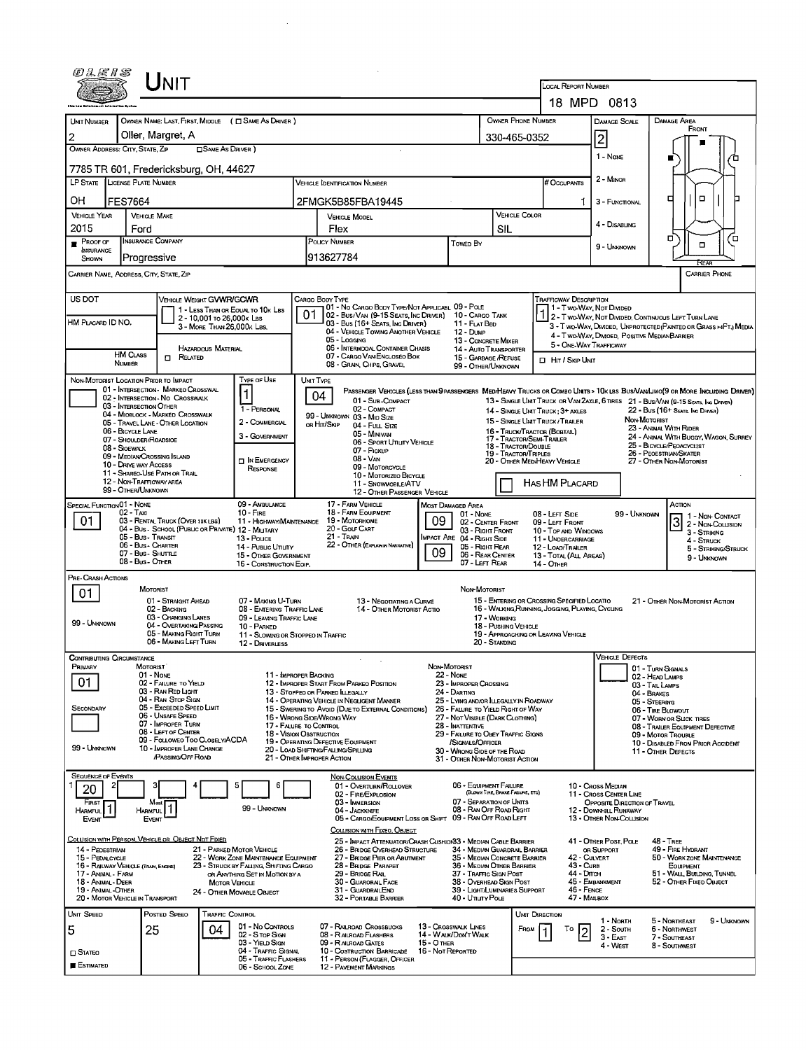# UNIT

LOCAL REPORT NUMBER: 18 MPD 0813

| UNIT NUMBER | OWNER NAME: LAST, FIRST, MIDDLE ( ☐ SAME AS DRIVER ) | OWNER PHONE NUMBER | DAMAGE SCALE | DAMAGE AREA |
|---|---|---|---|---|
| 2 | Oller, Margret, A | 330-465-0352 | 2 | FRONT |

OWNER ADDRESS: CITY, STATE, ZIP ☐ SAME AS DRIVER )

7785 TR 601, Fredericksburg, OH, 44627

1 - NONE
2 - MINOR
3 - FUNCTIONAL
4 - DISABLING
9 - UNKNOWN

| LP STATE | LICENSE PLATE NUMBER | VEHICLE IDENTIFICATION NUMBER | # OCCUPANTS |
|---|---|---|---|
| OH | FES7664 | 2FMGK5B85FBA19445 | 1 |

| VEHICLE YEAR | VEHICLE MAKE | VEHICLE MODEL | VEHICLE COLOR |
|---|---|---|---|
| 2015 | Ford | Flex | SIL |

| PROOF OF INSURANCE SHOWN | INSURANCE COMPANY | POLICY NUMBER | TOWED BY |
|---|---|---|---|
| ■ | Progressive | 913627784 | |

CARRIER NAME, ADDRESS, CITY, STATE, ZIP — CARRIER PHONE

US DOT

VEHICLE WEIGHT GVWR/GCWR
1 - LESS THAN OR EQUAL TO 10K LBS
2 - 10,001 TO 26,000K LBS
3 - MORE THAN 26,000K LBS.

HM PLACARD ID NO.

HM CLASS NUMBER — HAZARDOUS MATERIAL ☐ RELATED

CARGO BODY TYPE: 01
01 - NO CARGO BODY TYPE/NOT APPLICABL 09 - POLE
02 - BUS/VAN (9-15 SEATS, INC DRIVER) 10 - CARGO TANK
03 - BUS (16+ SEATS, INC DRIVER) 11 - FLAT BED
04 - VEHICLE TOWING ANOTHER VEHICLE 12 - DUMP
05 - LOGGING 13 - CONCRETE MIXER
06 - INTERMODAL CONTAINER CHASIS 14 - AUTO TRANSPORTER
07 - CARGO VAN/ENCLOSED BOX 15 - GARBAGE /REFUSE
08 - GRAIN, CHIPS, GRAVEL 99 - OTHER/UNKNOWN

TRAFFICWAY DESCRIPTION: 1
1 - TWO-WAY, NOT DIVIDED
2 - TWO-WAY, NOT DIVIDED, CONTINUOUS LEFT TURN LANE
3 - TWO-WAY, DIVIDED, UNPROTECTED (PAINTED OR GRASS >4FT.) MEDIA
4 - TWO-WAY, DIVIDED, POSITIVE MEDIANBARRIER
5 - ONE-WAY TRAFFICWAY
☐ HIT / SKIP UNIT

NON-MOTORIST LOCATION PRIOR TO IMPACT
01 - INTERSECTION - MARKED CROSSWAL
02 - INTERSECTION - NO CROSSWALK
03 - INTERSECTION OTHER
04 - MIDBLOCK - MARKED CROSSWALK
05 - TRAVEL LANE - OTHER LOCATION
06 - BICYCLE LANE
07 - SHOULDER/ROADSIDE
08 - SIDEWALK
09 - MEDIAN/CROSSING ISLAND
10 - DRIVE WAY ACCESS
11 - SHARED-USE PATH OR TRAIL
12 - NON-TRAFFICWAY AREA
99 - OTHER/UNKNOWN

TYPE OF USE: 1
1 - PERSONAL
2 - COMMERCIAL
3 - GOVERNMENT
☐ IN EMERGENCY RESPONSE

UNIT TYPE: 04
PASSENGER VEHICLES (LESS THAN 9 PASSENGERS MED/HEAVY TRUCKS OR COMBO UNITS > 10K LBS BUS/VAN/LIMO (9 OR MORE INCLUDING DRIVER)
01 - SUB-COMPACT
02 - COMPACT
99 - UNKNOWN 03 - MID SIZE
OR HIT/SKIP 04 - FULL SIZE
05 - MINIVAN
06 - SPORT UTILITY VEHICLE
07 - PICKUP
08 - VAN
09 - MOTORCYCLE
10 - MOTORIZED BICYCLE
11 - SNOWMOBILE/ATV
12 - OTHER PASSENGER VEHICLE
13 - SINGLE UNIT TRUCK OR VAN 2AXLE, 6 TIRES
14 - SINGLE UNIT TRUCK; 3+ AXLES
15 - SINGLE UNIT TRUCK / TRAILER
16 - TRUCK/TRACTOR (BOBTAIL)
17 - TRACTOR/SEMI-TRAILER
18 - TRACTOR/DOUBLE
19 - TRACTOR/TRIPLES
20 - OTHER MED/HEAVY VEHICLE
21 - BUS/VAN (9-15 SEATS, INC DRIVER)
22 - BUS (16+ SEATS, INC DRIVER)
NON-MOTORIST
23 - ANIMAL WITH RIDER
24 - ANIMAL WITH BUGGY, WAGON, SURREY
25 - BICYCLE/PEDACYCLIST
26 - PEDESTRIAN/SKATER
27 - OTHER NON-MOTORIST
HAS HM PLACARD

SPECIAL FUNCTION: 01
01 - NONE
02 - TAXI
03 - RENTAL TRUCK (OVER 10K LBS)
04 - BUS - SCHOOL (PUBLIC OR PRIVATE)
05 - BUS - TRANSIT
06 - BUS - CHARTER
07 - BUS - SHUTTLE
08 - BUS - OTHER
09 - AMBULANCE
10 - FIRE
11 - HIGHWAY/MAINTENANCE
12 - MILITARY
13 - POLICE
14 - PUBLIC UTILITY
15 - OTHER GOVERNMENT
16 - CONSTRUCTION EQIP.
17 - FARM VEHICLE
18 - FARM EQUIPMENT
19 - MOTORHOME
20 - GOLF CART
21 - TRAIN
22 - OTHER (EXPLAIN IN NARRATIVE)

MOST DAMAGED AREA: 09
IMPACT ARE: 09
01 - NONE
02 - CENTER FRONT
03 - RIGHT FRONT
04 - RIGHT SIDE
05 - RIGHT REAR
06 - REAR CENTER
07 - LEFT REAR
08 - LEFT SIDE
09 - LEFT FRONT
10 - TOP AND WINDOWS
11 - UNDERCARRIAGE
12 - LOAD/TRAILER
13 - TOTAL (ALL AREAS)
14 - OTHER
99 - UNKNOWN

ACTION: 3
1 - NON-CONTACT
2 - NON-COLLISION
3 - STRIKING
4 - STRUCK
5 - STRIKING/STRUCK
9 - UNKNOWN

PRE-CRASH ACTIONS: 01
MOTORIST
01 - STRAIGHT AHEAD
02 - BACKING
03 - CHANGING LANES
04 - OVERTAKING/PASSING
05 - MAKING RIGHT TURN
06 - MAKING LEFT TURN
07 - MAKING U-TURN
08 - ENTERING TRAFFIC LANE
09 - LEAVING TRAFFIC LANE
10 - PARKED
11 - SLOWING OR STOPPED IN TRAFFIC
12 - DRIVERLESS
13 - NEGOTIATING A CURVE
14 - OTHER MOTORIST ACTIO
99 - UNKNOWN
NON-MOTORIST
15 - ENTERING OR CROSSING SPECIFIED LOCATIO
16 - WALKING, RUNNING, JOGGING, PLAYING, CYCLING
17 - WORKING
18 - PUSHING VEHICLE
19 - APPROACHING OR LEAVING VEHICLE
20 - STANDING
21 - OTHER NON-MOTORIST ACTION

CONTRIBUTING CIRCUMSTANCE
PRIMARY: 01
SECONDARY:
99 - UNKNOWN
MOTORIST
01 - NONE
02 - FAILURE TO YIELD
03 - RAN RED LIGHT
04 - RAN STOP SIGN
05 - EXCEEDED SPEED LIMIT
06 - UNSAFE SPEED
07 - IMPROPER TURN
08 - LEFT OF CENTER
09 - FOLLOWED TOO CLOSELY/ACDA
10 - IMPROPER LANE CHANGE /PASSING/OFF ROAD
11 - IMPROPER BACKING
12 - IMPROPER START FROM PARKED POSITION
13 - STOPPED OR PARKED ILLEGALLY
14 - OPERATING VEHICLE IN NEGLIGENT MANNER
15 - SWERING TO AVOID (DUE TO EXTERNAL CONDITIONS)
16 - WRONG SIDE/WRONG WAY
17 - FAILURE TO CONTROL
18 - VISION OBSTRUCTION
19 - OPERATING DEFECTIVE EQUIPMENT
20 - LOAD SHIFTING/FALLING/SPILLING
21 - OTHER IMPROPER ACTION
NON-MOTORIST
22 - NONE
23 - IMPROPER CROSSING
24 - DARTING
25 - LYING AND/OR ILLEGALLY IN ROADWAY
26 - FAILURE TO YIELD RIGHT OF WAY
27 - NOT VISIBLE (DARK CLOTHING)
28 - INATTENTIVE
29 - FAILURE TO OBEY TRAFFIC SIGNS /SIGNALS/OFFICER
30 - WRONG SIDE OF THE ROAD
31 - OTHER NON-MOTORIST ACTION

VEHICLE DEFECTS
01 - TURN SIGNALS
02 - HEAD LAMPS
03 - TAIL LAMPS
04 - BRAKES
05 - STEERING
06 - TIRE BLOWOUT
07 - WORN OR SLICK TIRES
08 - TRAILER EQUIPMENT DEFECTIVE
09 - MOTOR TROUBLE
10 - DISABLED FROM PRIOR ACCIDENT
11 - OTHER DEFECTS

SEQUENCE OF EVENTS
1: 20 | 2 | 3 | 4 | 5 | 6
FIRST HARMFUL EVENT: 1
MOST HARMFUL EVENT: 1
99 - UNKNOWN

NON-COLLISION EVENTS
01 - OVERTURN/ROLLOVER
02 - FIRE/EXPLOSION
03 - IMMERSION
04 - JACKKNIFE
05 - CARGO/EQUIPMENT LOSS OR SHIFT
06 - EQUIPMENT FAILURE (BLOWN TIRE, BRAKE FAILURE, ETC)
07 - SEPARATION OF UNITS
08 - RAN OFF ROAD RIGHT
09 - RAN OFF ROAD LEFT
10 - CROSS MEDIAN
11 - CROSS CENTER LINE OPPOSITE DIRECTION OF TRAVEL
12 - DOWNHILL RUNAWAY
13 - OTHER NON-COLLISION

COLLISION WITH PERSON, VEHICLE OR OBJECT NOT FIXED
14 - PEDESTRIAN
15 - PEDALCYCLE
16 - RAILWAY VEHICLE (TRAIN, ENGINE)
17 - ANIMAL - FARM
18 - ANIMAL - DEER
19 - ANIMAL - OTHER
20 - MOTOR VEHICLE IN TRANSPORT
21 - PARKED MOTOR VEHICLE
22 - WORK ZONE MAINTENANCE EQUIPMENT
23 - STRUCK BY FALLING, SHIFTING CARGO OR ANYTHING SET IN MOTION BY A MOTOR VEHICLE
24 - OTHER MOVABLE OBJECT

COLLISION WITH FIXED, OBJECT
25 - IMPACT ATTENUATOR/CRASH CUSHION
26 - BRIDGE OVERHEAD STRUCTURE
27 - BRIDGE PIER OR ABUTMENT
28 - BRIDGE PARAPET
29 - BRIDGE RAIL
30 - GUARDRAIL FACE
31 - GUARDRAILEND
32 - PORTABLE BARRIER
33 - MEDIAN CABLE BARRIER
34 - MEDIAN GUARDRAIL BARRIER
35 - MEDIAN CONCRETE BARRIER
36 - MEDIAN OTHER BARRIER
37 - TRAFFIC SIGN POST
38 - OVERHEAD SIGN POST
39 - LIGHT/LUMINARIES SUPPORT
40 - UTILITY POLE
41 - OTHER POST, POLE OR SUPPORT
42 - CULVERT
43 - CURB
44 - DITCH
45 - EMBANKMENT
46 - FENCE
47 - MAILBOX
48 - TREE
49 - FIRE HYDRANT
50 - WORK ZONE MAINTENANCE EQUIPMENT
51 - WALL, BUILDING, TUNNEL
52 - OTHER FIXED OBJECT

UNIT SPEED: 5
POSTED SPEED: 25
☐ STATED
■ ESTIMATED

TRAFFIC CONTROL: 04
01 - NO CONTROLS
02 - STOP SIGN
03 - YIELD SIGN
04 - TRAFFIC SIGNAL
05 - TRAFFIC FLASHERS
06 - SCHOOL ZONE
07 - RAILROAD CROSSBUCKS
08 - RAILROAD FLASHERS
09 - RAILROAD GATES
10 - COSTRUCTION BARRICADE
11 - PERSON (FLAGGER, OFFICER
12 - PAVEMENT MARKINGS
13 - CROSSWALK LINES
14 - WALK/DON'T WALK
15 - OTHER
16 - NOT REPORTED

UNIT DIRECTION: FROM 1 TO 2
1 - NORTH
2 - SOUTH
3 - EAST
4 - WEST
5 - NORTHEAST
6 - NORTHWEST
7 - SOUTHEAST
8 - SOUTHWEST
9 - UNKNOWN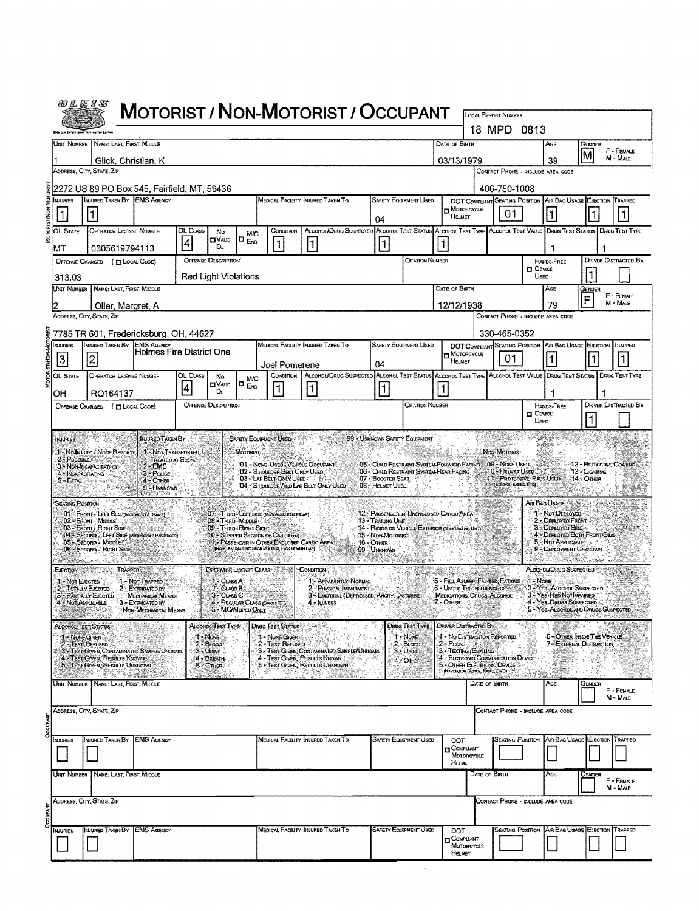# MOTORIST / NON-MOTORIST / OCCUPANT

OLEIS — Ohio Law Enforcement Information System

**Local Report Number:** 18 MPD 0813

## Motorist/Non-Motorist

| Unit Number | Name: Last, First, Middle | Date of Birth | Age | Gender |
|---|---|---|---|---|
| 1 | Glick, Christian, K | 03/13/1979 | 39 | M |

| Address, City, State, Zip | Contact Phone - Include Area Code |
|---|---|
| 2272 US 89 PO Box 545, Fairfield, MT, 59436 | 406-750-1008 |

| Injuries | Injured Taken By | EMS Agency | Medical Facility Injured Taken To | Safety Equipment Used | DOT Compliant Motorcycle Helmet | Seating Position | Air Bag Usage | Ejection | Trapped |
|---|---|---|---|---|---|---|---|---|---|
| 1 | 1 | | | 04 | | 01 | 1 | 1 | 1 |

| OL State | Operator License Number | OL Class | No Valid DL | M/C End | Condition | Alcohol/Drug Suspected | Alcohol Test Status | Alcohol Test Type | Alcohol Test Value | Drug Test Status | Drug Test Type |
|---|---|---|---|---|---|---|---|---|---|---|---|
| MT | 0305619794113 | 4 | | | 1 | 1 | 1 | 1 | | 1 | 1 |

| Offense Charged (Local Code) | Offense Description | Citation Number | Hands-Free Device Used | Driver Distracted By |
|---|---|---|---|---|
| 313.03 | Red Light Violations | | | 1 |

| Unit Number | Name: Last, First, Middle | Date of Birth | Age | Gender |
|---|---|---|---|---|
| 2 | Oller, Margret, A | 12/12/1938 | 79 | F |

| Address, City, State, Zip | Contact Phone - Include Area Code |
|---|---|
| 7785 TR 601, Fredericksburg, OH, 44627 | 330-465-0352 |

| Injuries | Injured Taken By | EMS Agency | Medical Facility Injured Taken To | Safety Equipment Used | DOT Compliant Motorcycle Helmet | Seating Position | Air Bag Usage | Ejection | Trapped |
|---|---|---|---|---|---|---|---|---|---|
| 3 | 2 | Holmes Fire District One | Joel Pomerene | 04 | | 01 | 1 | 1 | 1 |

| OL State | Operator License Number | OL Class | No Valid DL | M/C End | Condition | Alcohol/Drug Suspected | Alcohol Test Status | Alcohol Test Type | Alcohol Test Value | Drug Test Status | Drug Test Type |
|---|---|---|---|---|---|---|---|---|---|---|---|
| OH | RQ164137 | 4 | | | 1 | 1 | 1 | 1 | | 1 | 1 |

| Offense Charged (Local Code) | Offense Description | Citation Number | Hands-Free Device Used | Driver Distracted By |
|---|---|---|---|---|
| | | | | 1 |

## Codes

**Injuries:** 1 - No Injury / None Reported; 2 - Possible; 3 - Non-Incapacitating; 4 - Incapacitating; 5 - Fatal

**Injured Taken By:** 1 - Not Transported / Treated at Scene; 2 - EMS; 3 - Police; 4 - Other; 9 - Unknown

**Safety Equipment Used:** 99 - Unknown Safety Equipment

Motorist: 01 - None Used - Vehicle Occupant; 02 - Shoulder Belt Only Used; 03 - Lap Belt Only Used; 04 - Shoulder and Lap Belt Only Used; 05 - Child Restraint System-Forward Facing; 06 - Child Restraint System-Rear Facing; 07 - Booster Seat; 08 - Helmet Used

Non-Motorist: 09 - None Used; 10 - Helmet Used; 11 - Protective Pads Used (Elbows, Knees, Etc); 12 - Reflective Coating; 13 - Lighting; 14 - Other

**Seating Position:** 01 - Front - Left Side (Motorcycle Driver); 02 - Front - Middle; 03 - Front - Right Side; 04 - Second - Left Side (Motorcycle Passenger); 05 - Second - Middle; 06 - Second - Right Side; 07 - Third - Left Side (Motorcycle Side Car); 08 - Third - Middle; 09 - Third - Right Side; 10 - Sleeper Section of Cab (Truck); 11 - Passenger in Other Enclosed Cargo Area (Non-Trailing Unit Such as a Bus, Pickup with Cap); 12 - Passenger in Unenclosed Cargo Area; 13 - Trailing Unit; 14 - Riding on Vehicle Exterior (Non-Trailing Unit); 15 - Non-Motorist; 16 - Other; 99 - Unknown

**Air Bag Usage:** 1 - Not Deployed; 2 - Deployed Front; 3 - Deployed Side; 4 - Deployed Both Front/Side; 5 - Not Applicable; 9 - Deployment Unknown

**Ejection:** 1 - Not Ejected; 2 - Totally Ejected; 3 - Partially Ejected; 4 - Not Applicable

**Trapped:** 1 - Not Trapped; 2 - Extricated by Mechanical Means; 3 - Extricated by Non-Mechanical Means

**Operator License Class:** 1 - Class A; 2 - Class B; 3 - Class C; 4 - Regular Class (Ohio is "D"); 5 - M/C Moped Only

**Condition:** 1 - Apparently Normal; 2 - Physical Impairment; 3 - Emotional (Depressed, Angry, Disturbed); 4 - Illness; 5 - Fell Asleep, Fainted, Fatigue; 6 - Under the Influence of Medications, Drugs, Alcohol; 7 - Other

**Alcohol/Drug Suspected:** 1 - None; 2 - Yes - Alcohol Suspected; 3 - Yes - HBD Not Impaired; 4 - Yes - Drugs Suspected; 5 - Yes - Alcohol and Drugs Suspected

**Alcohol Test Status:** 1 - None Given; 2 - Test Refused; 3 - Test Given, Contaminated Sample/Unusable; 4 - Test Given, Results Known; 5 - Test Given, Results Unknown

**Alcohol Test Type:** 1 - None; 2 - Blood; 3 - Urine; 4 - Breath; 5 - Other

**Drug Test Status:** 1 - None Given; 2 - Test Refused; 3 - Test Given, Contaminated Sample/Unusable; 4 - Test Given, Results Known; 5 - Test Given, Results Unknown

**Drug Test Type:** 1 - None; 2 - Blood; 3 - Urine; 4 - Other

**Driver Distracted By:** 1 - No Distraction Reported; 2 - Phone; 3 - Texting/Emailing; 4 - Electronic Communication Device; 5 - Other Electronic Device (Navigation Device, Radio, DVD); 6 - Other Inside the Vehicle; 7 - External Distraction

## Occupant

| Unit Number | Name: Last, First, Middle | Date of Birth | Age | Gender |
|---|---|---|---|---|
| | | | | |

| Address, City, State, Zip | Contact Phone - Include Area Code |
|---|---|
| | |

| Injuries | Injured Taken By | EMS Agency | Medical Facility Injured Taken To | Safety Equipment Used | DOT Compliant Motorcycle Helmet | Seating Position | Air Bag Usage | Ejection | Trapped |
|---|---|---|---|---|---|---|---|---|---|
| | | | | | | | | | |

## Occupant

| Unit Number | Name: Last, First, Middle | Date of Birth | Age | Gender |
|---|---|---|---|---|
| | | | | |

| Address, City, State, Zip | Contact Phone - Include Area Code |
|---|---|
| | |

| Injuries | Injured Taken By | EMS Agency | Medical Facility Injured Taken To | Safety Equipment Used | DOT Compliant Motorcycle Helmet | Seating Position | Air Bag Usage | Ejection | Trapped |
|---|---|---|---|---|---|---|---|---|---|
| | | | | | | | | | |